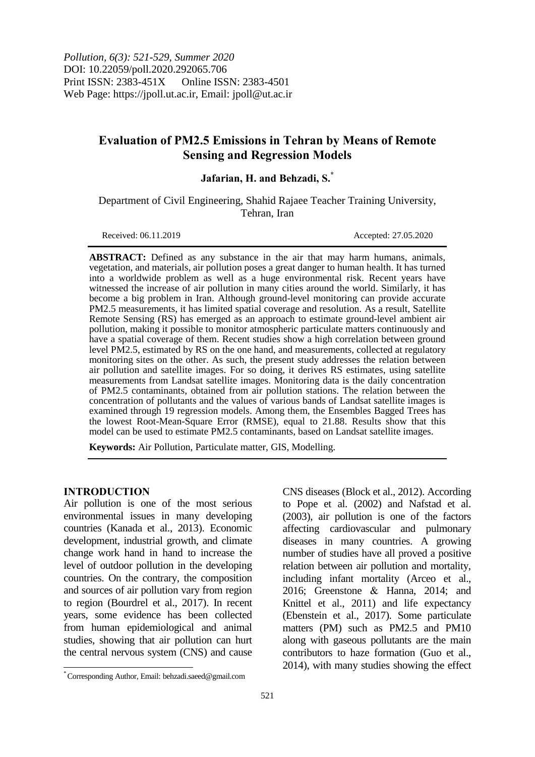*Pollution, 6(3): 521-529, Summer 2020*
DOI: 10.22059/poll.2020.292065.706
Print ISSN: 2383-451X Online ISSN: 2383-4501
Web Page: https://jpoll.ut.ac.ir, Email: jpoll@ut.ac.ir

# Evaluation of PM2.5 Emissions in Tehran by Means of Remote Sensing and Regression Models

**Jafarian, H. and Behzadi, S.[*]**

Department of Civil Engineering, Shahid Rajaee Teacher Training University, Tehran, Iran

Received: 06.11.2019 Accepted: 27.05.2020

**ABSTRACT:** Defined as any substance in the air that may harm humans, animals, vegetation, and materials, air pollution poses a great danger to human health. It has turned into a worldwide problem as well as a huge environmental risk. Recent years have witnessed the increase of air pollution in many cities around the world. Similarly, it has become a big problem in Iran. Although ground-level monitoring can provide accurate PM2.5 measurements, it has limited spatial coverage and resolution. As a result, Satellite Remote Sensing (RS) has emerged as an approach to estimate ground-level ambient air pollution, making it possible to monitor atmospheric particulate matters continuously and have a spatial coverage of them. Recent studies show a high correlation between ground level PM2.5, estimated by RS on the one hand, and measurements, collected at regulatory monitoring sites on the other. As such, the present study addresses the relation between air pollution and satellite images. For so doing, it derives RS estimates, using satellite measurements from Landsat satellite images. Monitoring data is the daily concentration of PM2.5 contaminants, obtained from air pollution stations. The relation between the concentration of pollutants and the values of various bands of Landsat satellite images is examined through 19 regression models. Among them, the Ensembles Bagged Trees has the lowest Root-Mean-Square Error (RMSE), equal to 21.88. Results show that this model can be used to estimate PM2.5 contaminants, based on Landsat satellite images.

**Keywords:** Air Pollution, Particulate matter, GIS, Modelling.

## INTRODUCTION

Air pollution is one of the most serious environmental issues in many developing countries (Kanada et al., 2013). Economic development, industrial growth, and climate change work hand in hand to increase the level of outdoor pollution in the developing countries. On the contrary, the composition and sources of air pollution vary from region to region (Bourdrel et al., 2017). In recent years, some evidence has been collected from human epidemiological and animal studies, showing that air pollution can hurt the central nervous system (CNS) and cause CNS diseases (Block et al., 2012). According to Pope et al. (2002) and Nafstad et al. (2003), air pollution is one of the factors affecting cardiovascular and pulmonary diseases in many countries. A growing number of studies have all proved a positive relation between air pollution and mortality, including infant mortality (Arceo et al., 2016; Greenstone & Hanna, 2014; and Knittel et al., 2011) and life expectancy (Ebenstein et al., 2017). Some particulate matters (PM) such as PM2.5 and PM10 along with gaseous pollutants are the main contributors to haze formation (Guo et al., 2014), with many studies showing the effect

[*] Corresponding Author, Email: behzadi.saeed@gmail.com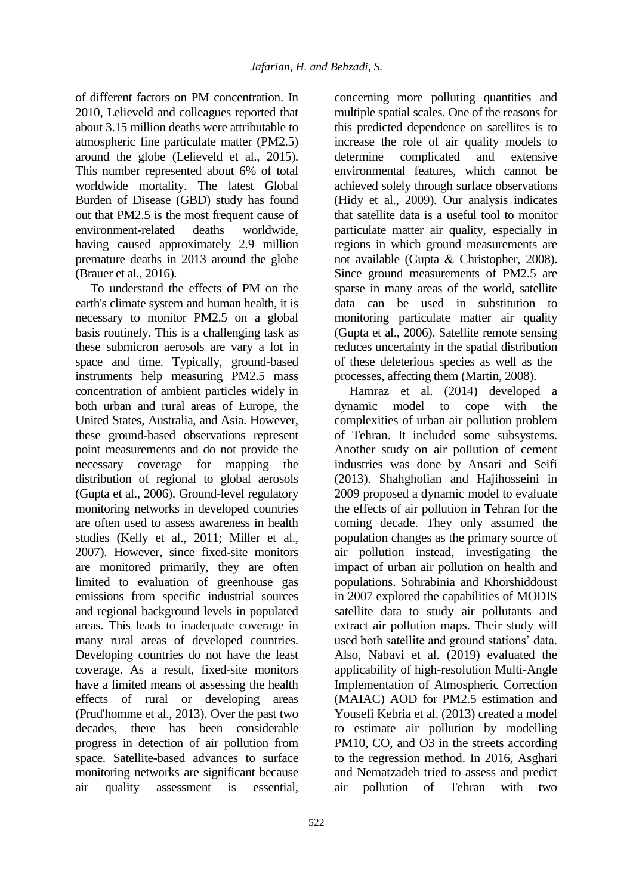of different factors on PM concentration. In 2010, Lelieveld and colleagues reported that about 3.15 million deaths were attributable to atmospheric fine particulate matter (PM2.5) around the globe (Lelieveld et al., 2015). This number represented about 6% of total worldwide mortality. The latest Global Burden of Disease (GBD) study has found out that PM2.5 is the most frequent cause of environment-related deaths worldwide, having caused approximately 2.9 million premature deaths in 2013 around the globe (Brauer et al., 2016).

To understand the effects of PM on the earth's climate system and human health, it is necessary to monitor PM2.5 on a global basis routinely. This is a challenging task as these submicron aerosols are vary a lot in space and time. Typically, ground-based instruments help measuring PM2.5 mass concentration of ambient particles widely in both urban and rural areas of Europe, the United States, Australia, and Asia. However, these ground-based observations represent point measurements and do not provide the necessary coverage for mapping the distribution of regional to global aerosols (Gupta et al., 2006). Ground-level regulatory monitoring networks in developed countries are often used to assess awareness in health studies (Kelly et al., 2011; Miller et al., 2007). However, since fixed-site monitors are monitored primarily, they are often limited to evaluation of greenhouse gas emissions from specific industrial sources and regional background levels in populated areas. This leads to inadequate coverage in many rural areas of developed countries. Developing countries do not have the least coverage. As a result, fixed-site monitors have a limited means of assessing the health effects of rural or developing areas (Prud'homme et al., 2013). Over the past two decades, there has been considerable progress in detection of air pollution from space. Satellite-based advances to surface monitoring networks are significant because air quality assessment is essential, concerning more polluting quantities and multiple spatial scales. One of the reasons for this predicted dependence on satellites is to increase the role of air quality models to determine complicated and extensive environmental features, which cannot be achieved solely through surface observations (Hidy et al., 2009). Our analysis indicates that satellite data is a useful tool to monitor particulate matter air quality, especially in regions in which ground measurements are not available (Gupta & Christopher, 2008). Since ground measurements of PM2.5 are sparse in many areas of the world, satellite data can be used in substitution to monitoring particulate matter air quality (Gupta et al., 2006). Satellite remote sensing reduces uncertainty in the spatial distribution of these deleterious species as well as the processes, affecting them (Martin, 2008).

Hamraz et al. (2014) developed a dynamic model to cope with the complexities of urban air pollution problem of Tehran. It included some subsystems. Another study on air pollution of cement industries was done by Ansari and Seifi (2013). Shahgholian and Hajihosseini in 2009 proposed a dynamic model to evaluate the effects of air pollution in Tehran for the coming decade. They only assumed the population changes as the primary source of air pollution instead, investigating the impact of urban air pollution on health and populations. Sohrabinia and Khorshiddoust in 2007 explored the capabilities of MODIS satellite data to study air pollutants and extract air pollution maps. Their study will used both satellite and ground stations' data. Also, Nabavi et al. (2019) evaluated the applicability of high-resolution Multi-Angle Implementation of Atmospheric Correction (MAIAC) AOD for PM2.5 estimation and Yousefi Kebria et al. (2013) created a model to estimate air pollution by modelling PM10, CO, and O3 in the streets according to the regression method. In 2016, Asghari and Nematzadeh tried to assess and predict air pollution of Tehran with two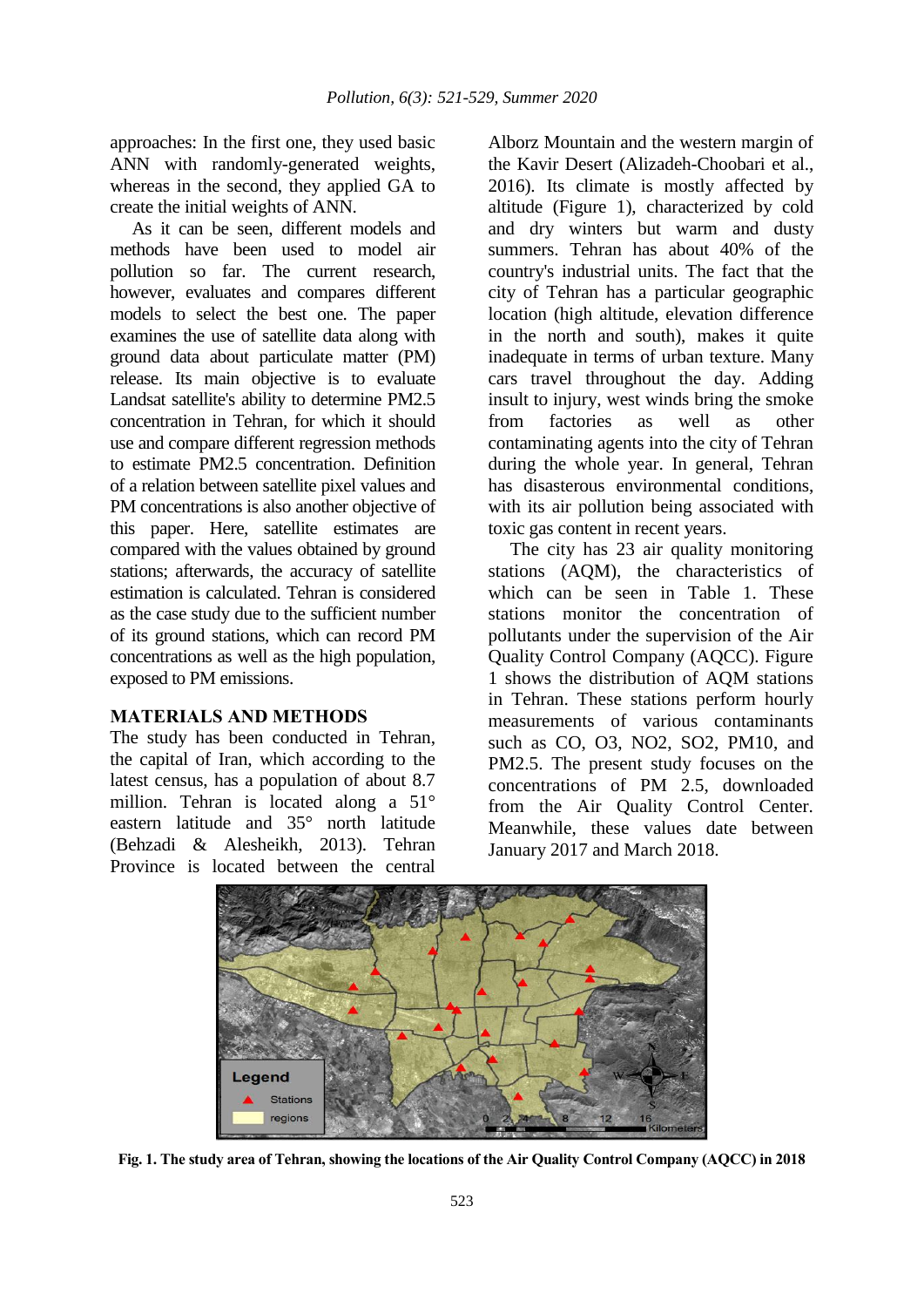approaches: In the first one, they used basic ANN with randomly-generated weights, whereas in the second, they applied GA to create the initial weights of ANN.

As it can be seen, different models and methods have been used to model air pollution so far. The current research, however, evaluates and compares different models to select the best one. The paper examines the use of satellite data along with ground data about particulate matter (PM) release. Its main objective is to evaluate Landsat satellite's ability to determine PM2.5 concentration in Tehran, for which it should use and compare different regression methods to estimate PM2.5 concentration. Definition of a relation between satellite pixel values and PM concentrations is also another objective of this paper. Here, satellite estimates are compared with the values obtained by ground stations; afterwards, the accuracy of satellite estimation is calculated. Tehran is considered as the case study due to the sufficient number of its ground stations, which can record PM concentrations as well as the high population, exposed to PM emissions.

## MATERIALS AND METHODS

The study has been conducted in Tehran, the capital of Iran, which according to the latest census, has a population of about 8.7 million. Tehran is located along a 51° eastern latitude and 35° north latitude (Behzadi & Alesheikh, 2013). Tehran Province is located between the central Alborz Mountain and the western margin of the Kavir Desert (Alizadeh-Choobari et al., 2016). Its climate is mostly affected by altitude (Figure 1), characterized by cold and dry winters but warm and dusty summers. Tehran has about 40% of the country's industrial units. The fact that the city of Tehran has a particular geographic location (high altitude, elevation difference in the north and south), makes it quite inadequate in terms of urban texture. Many cars travel throughout the day. Adding insult to injury, west winds bring the smoke from factories as well as other contaminating agents into the city of Tehran during the whole year. In general, Tehran has disasterous environmental conditions, with its air pollution being associated with toxic gas content in recent years.

The city has 23 air quality monitoring stations (AQM), the characteristics of which can be seen in Table 1. These stations monitor the concentration of pollutants under the supervision of the Air Quality Control Company (AQCC). Figure 1 shows the distribution of AQM stations in Tehran. These stations perform hourly measurements of various contaminants such as CO, O3, NO2, SO2, PM10, and PM2.5. The present study focuses on the concentrations of PM 2.5, downloaded from the Air Quality Control Center. Meanwhile, these values date between January 2017 and March 2018.

**Fig. 1. The study area of Tehran, showing the locations of the Air Quality Control Company (AQCC) in 2018**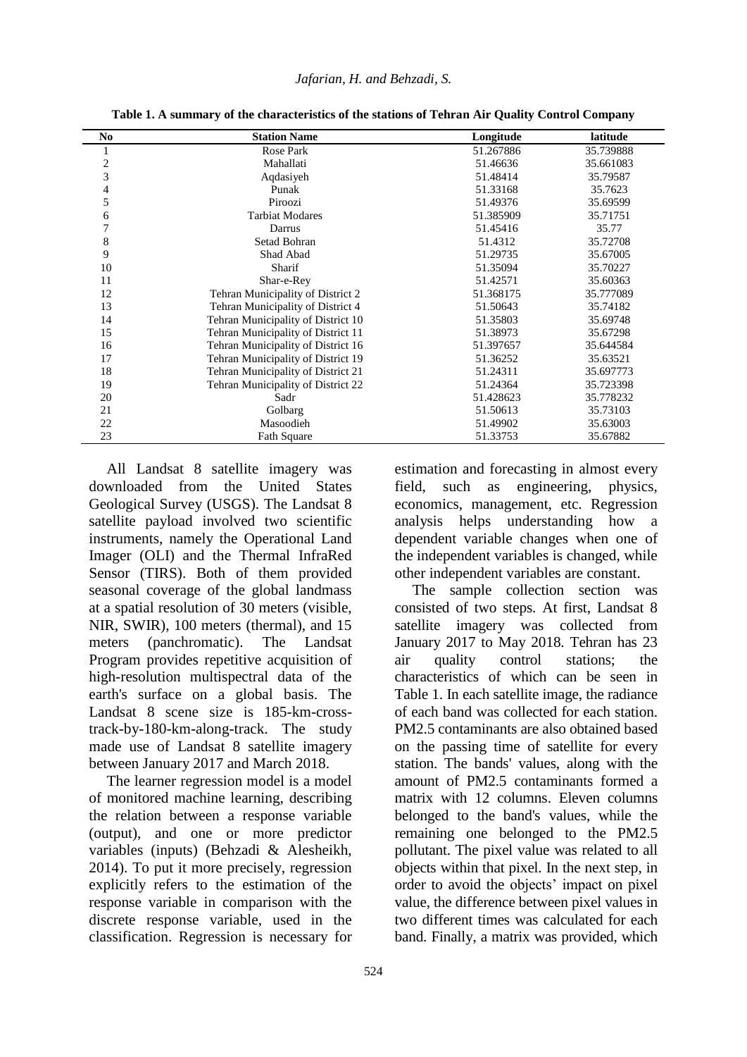**Table 1. A summary of the characteristics of the stations of Tehran Air Quality Control Company**

| No | Station Name | Longitude | latitude |
|---|---|---|---|
| 1 | Rose Park | 51.267886 | 35.739888 |
| 2 | Mahallati | 51.46636 | 35.661083 |
| 3 | Aqdasiyeh | 51.48414 | 35.79587 |
| 4 | Punak | 51.33168 | 35.7623 |
| 5 | Piroozi | 51.49376 | 35.69599 |
| 6 | Tarbiat Modares | 51.385909 | 35.71751 |
| 7 | Darrus | 51.45416 | 35.77 |
| 8 | Setad Bohran | 51.4312 | 35.72708 |
| 9 | Shad Abad | 51.29735 | 35.67005 |
| 10 | Sharif | 51.35094 | 35.70227 |
| 11 | Shar-e-Rey | 51.42571 | 35.60363 |
| 12 | Tehran Municipality of District 2 | 51.368175 | 35.777089 |
| 13 | Tehran Municipality of District 4 | 51.50643 | 35.74182 |
| 14 | Tehran Municipality of District 10 | 51.35803 | 35.69748 |
| 15 | Tehran Municipality of District 11 | 51.38973 | 35.67298 |
| 16 | Tehran Municipality of District 16 | 51.397657 | 35.644584 |
| 17 | Tehran Municipality of District 19 | 51.36252 | 35.63521 |
| 18 | Tehran Municipality of District 21 | 51.24311 | 35.697773 |
| 19 | Tehran Municipality of District 22 | 51.24364 | 35.723398 |
| 20 | Sadr | 51.428623 | 35.778232 |
| 21 | Golbarg | 51.50613 | 35.73103 |
| 22 | Masoodieh | 51.49902 | 35.63003 |
| 23 | Fath Square | 51.33753 | 35.67882 |

All Landsat 8 satellite imagery was downloaded from the United States Geological Survey (USGS). The Landsat 8 satellite payload involved two scientific instruments, namely the Operational Land Imager (OLI) and the Thermal InfraRed Sensor (TIRS). Both of them provided seasonal coverage of the global landmass at a spatial resolution of 30 meters (visible, NIR, SWIR), 100 meters (thermal), and 15 meters (panchromatic). The Landsat Program provides repetitive acquisition of high-resolution multispectral data of the earth's surface on a global basis. The Landsat 8 scene size is 185-km-cross-track-by-180-km-along-track. The study made use of Landsat 8 satellite imagery between January 2017 and March 2018.

The learner regression model is a model of monitored machine learning, describing the relation between a response variable (output), and one or more predictor variables (inputs) (Behzadi & Alesheikh, 2014). To put it more precisely, regression explicitly refers to the estimation of the response variable in comparison with the discrete response variable, used in the classification. Regression is necessary for estimation and forecasting in almost every field, such as engineering, physics, economics, management, etc. Regression analysis helps understanding how a dependent variable changes when one of the independent variables is changed, while other independent variables are constant.

The sample collection section was consisted of two steps. At first, Landsat 8 satellite imagery was collected from January 2017 to May 2018. Tehran has 23 air quality control stations; the characteristics of which can be seen in Table 1. In each satellite image, the radiance of each band was collected for each station. PM2.5 contaminants are also obtained based on the passing time of satellite for every station. The bands' values, along with the amount of PM2.5 contaminants formed a matrix with 12 columns. Eleven columns belonged to the band's values, while the remaining one belonged to the PM2.5 pollutant. The pixel value was related to all objects within that pixel. In the next step, in order to avoid the objects' impact on pixel value, the difference between pixel values in two different times was calculated for each band. Finally, a matrix was provided, which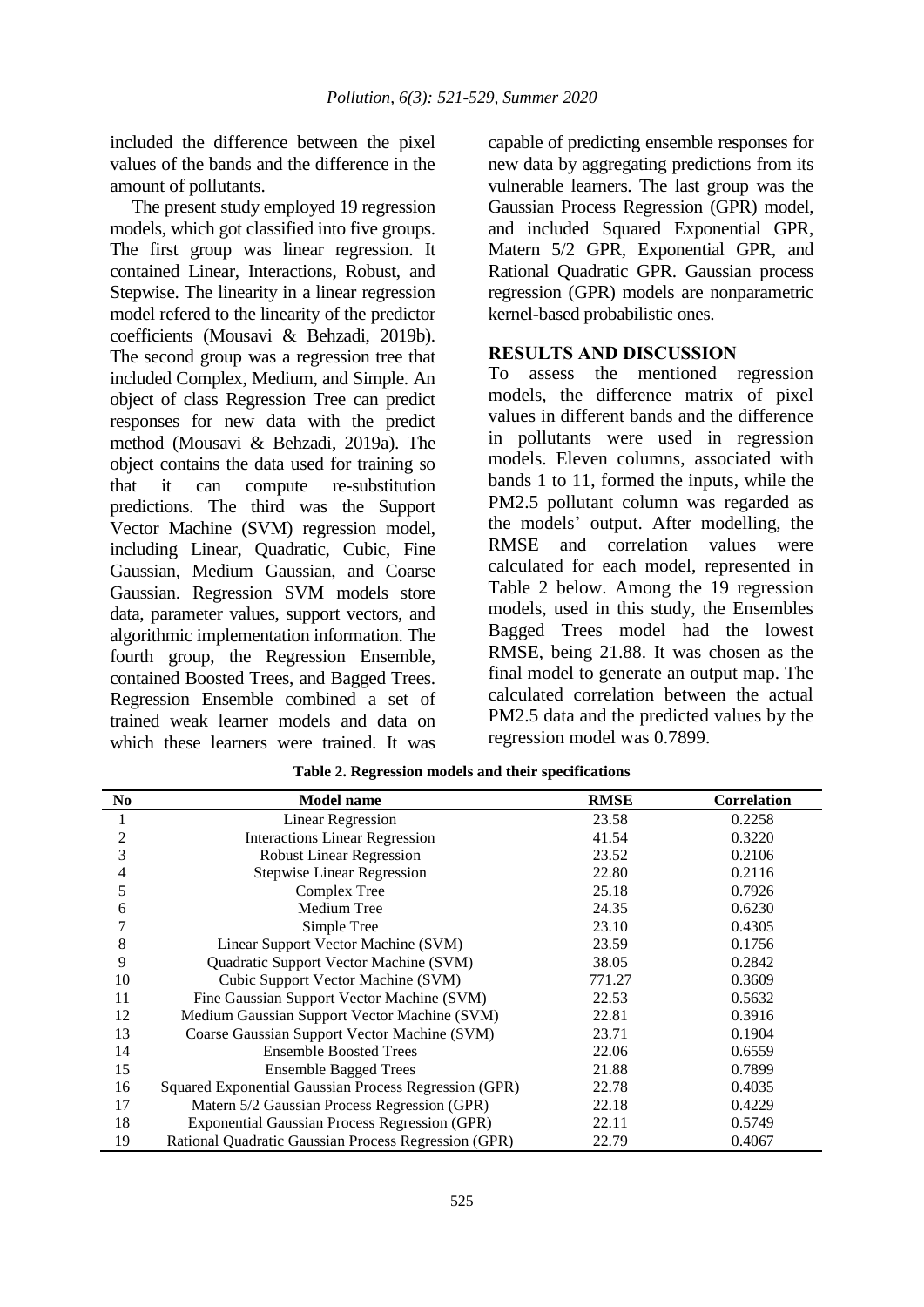included the difference between the pixel values of the bands and the difference in the amount of pollutants.

The present study employed 19 regression models, which got classified into five groups. The first group was linear regression. It contained Linear, Interactions, Robust, and Stepwise. The linearity in a linear regression model refered to the linearity of the predictor coefficients (Mousavi & Behzadi, 2019b). The second group was a regression tree that included Complex, Medium, and Simple. An object of class Regression Tree can predict responses for new data with the predict method (Mousavi & Behzadi, 2019a). The object contains the data used for training so that it can compute re-substitution predictions. The third was the Support Vector Machine (SVM) regression model, including Linear, Quadratic, Cubic, Fine Gaussian, Medium Gaussian, and Coarse Gaussian. Regression SVM models store data, parameter values, support vectors, and algorithmic implementation information. The fourth group, the Regression Ensemble, contained Boosted Trees, and Bagged Trees. Regression Ensemble combined a set of trained weak learner models and data on which these learners were trained. It was capable of predicting ensemble responses for new data by aggregating predictions from its vulnerable learners. The last group was the Gaussian Process Regression (GPR) model, and included Squared Exponential GPR, Matern 5/2 GPR, Exponential GPR, and Rational Quadratic GPR. Gaussian process regression (GPR) models are nonparametric kernel-based probabilistic ones.

## RESULTS AND DISCUSSION

To assess the mentioned regression models, the difference matrix of pixel values in different bands and the difference in pollutants were used in regression models. Eleven columns, associated with bands 1 to 11, formed the inputs, while the PM2.5 pollutant column was regarded as the models' output. After modelling, the RMSE and correlation values were calculated for each model, represented in Table 2 below. Among the 19 regression models, used in this study, the Ensembles Bagged Trees model had the lowest RMSE, being 21.88. It was chosen as the final model to generate an output map. The calculated correlation between the actual PM2.5 data and the predicted values by the regression model was 0.7899.

**Table 2. Regression models and their specifications**

| No | Model name | RMSE | Correlation |
|---|---|---|---|
| 1 | Linear Regression | 23.58 | 0.2258 |
| 2 | Interactions Linear Regression | 41.54 | 0.3220 |
| 3 | Robust Linear Regression | 23.52 | 0.2106 |
| 4 | Stepwise Linear Regression | 22.80 | 0.2116 |
| 5 | Complex Tree | 25.18 | 0.7926 |
| 6 | Medium Tree | 24.35 | 0.6230 |
| 7 | Simple Tree | 23.10 | 0.4305 |
| 8 | Linear Support Vector Machine (SVM) | 23.59 | 0.1756 |
| 9 | Quadratic Support Vector Machine (SVM) | 38.05 | 0.2842 |
| 10 | Cubic Support Vector Machine (SVM) | 771.27 | 0.3609 |
| 11 | Fine Gaussian Support Vector Machine (SVM) | 22.53 | 0.5632 |
| 12 | Medium Gaussian Support Vector Machine (SVM) | 22.81 | 0.3916 |
| 13 | Coarse Gaussian Support Vector Machine (SVM) | 23.71 | 0.1904 |
| 14 | Ensemble Boosted Trees | 22.06 | 0.6559 |
| 15 | Ensemble Bagged Trees | 21.88 | 0.7899 |
| 16 | Squared Exponential Gaussian Process Regression (GPR) | 22.78 | 0.4035 |
| 17 | Matern 5/2 Gaussian Process Regression (GPR) | 22.18 | 0.4229 |
| 18 | Exponential Gaussian Process Regression (GPR) | 22.11 | 0.5749 |
| 19 | Rational Quadratic Gaussian Process Regression (GPR) | 22.79 | 0.4067 |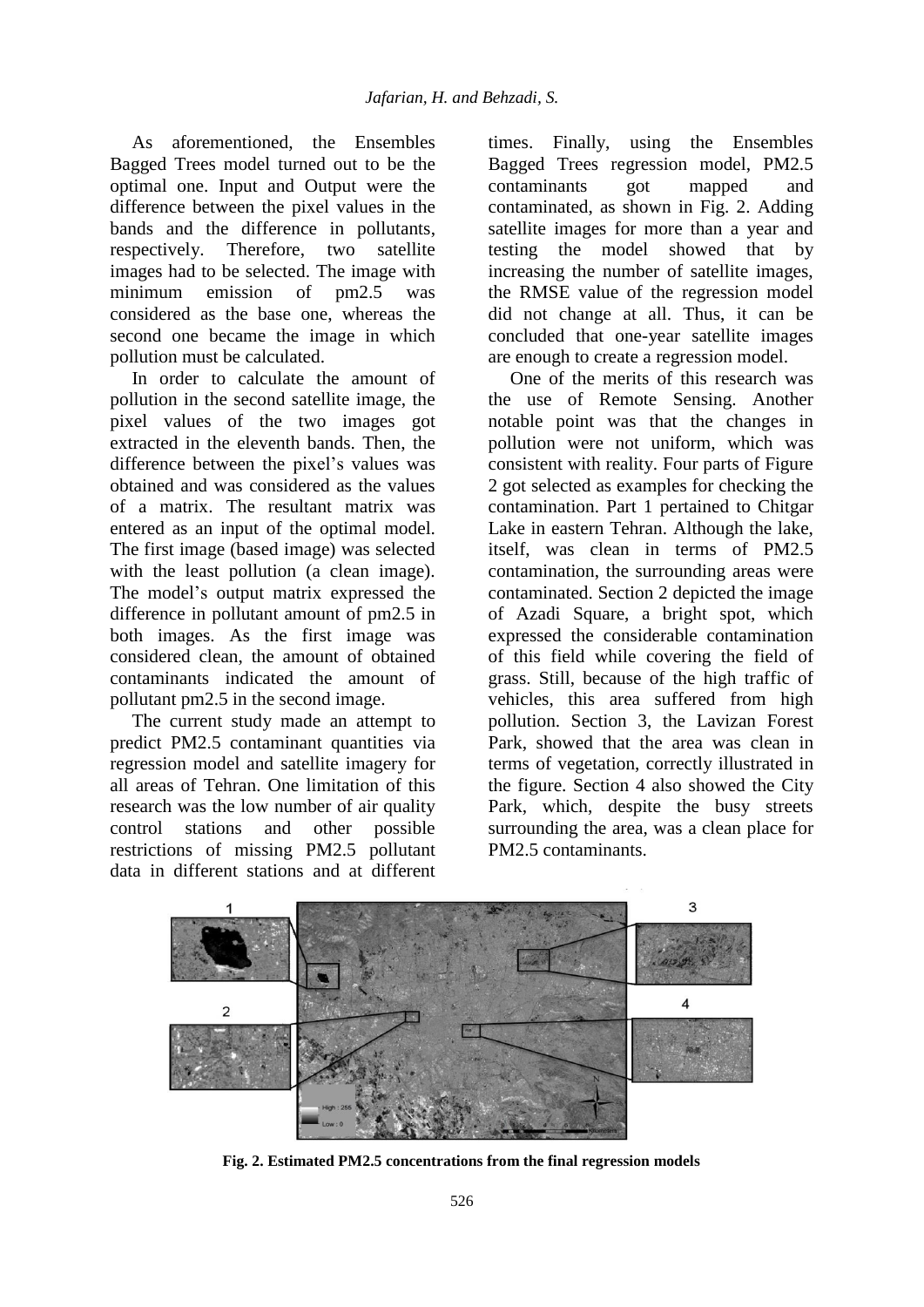As aforementioned, the Ensembles Bagged Trees model turned out to be the optimal one. Input and Output were the difference between the pixel values in the bands and the difference in pollutants, respectively. Therefore, two satellite images had to be selected. The image with minimum emission of pm2.5 was considered as the base one, whereas the second one became the image in which pollution must be calculated.

In order to calculate the amount of pollution in the second satellite image, the pixel values of the two images got extracted in the eleventh bands. Then, the difference between the pixel's values was obtained and was considered as the values of a matrix. The resultant matrix was entered as an input of the optimal model. The first image (based image) was selected with the least pollution (a clean image). The model's output matrix expressed the difference in pollutant amount of pm2.5 in both images. As the first image was considered clean, the amount of obtained contaminants indicated the amount of pollutant pm2.5 in the second image.

The current study made an attempt to predict PM2.5 contaminant quantities via regression model and satellite imagery for all areas of Tehran. One limitation of this research was the low number of air quality control stations and other possible restrictions of missing PM2.5 pollutant data in different stations and at different times. Finally, using the Ensembles Bagged Trees regression model, PM2.5 contaminants got mapped and contaminated, as shown in Fig. 2. Adding satellite images for more than a year and testing the model showed that by increasing the number of satellite images, the RMSE value of the regression model did not change at all. Thus, it can be concluded that one-year satellite images are enough to create a regression model.

One of the merits of this research was the use of Remote Sensing. Another notable point was that the changes in pollution were not uniform, which was consistent with reality. Four parts of Figure 2 got selected as examples for checking the contamination. Part 1 pertained to Chitgar Lake in eastern Tehran. Although the lake, itself, was clean in terms of PM2.5 contamination, the surrounding areas were contaminated. Section 2 depicted the image of Azadi Square, a bright spot, which expressed the considerable contamination of this field while covering the field of grass. Still, because of the high traffic of vehicles, this area suffered from high pollution. Section 3, the Lavizan Forest Park, showed that the area was clean in terms of vegetation, correctly illustrated in the figure. Section 4 also showed the City Park, which, despite the busy streets surrounding the area, was a clean place for PM2.5 contaminants.

**Fig. 2. Estimated PM2.5 concentrations from the final regression models**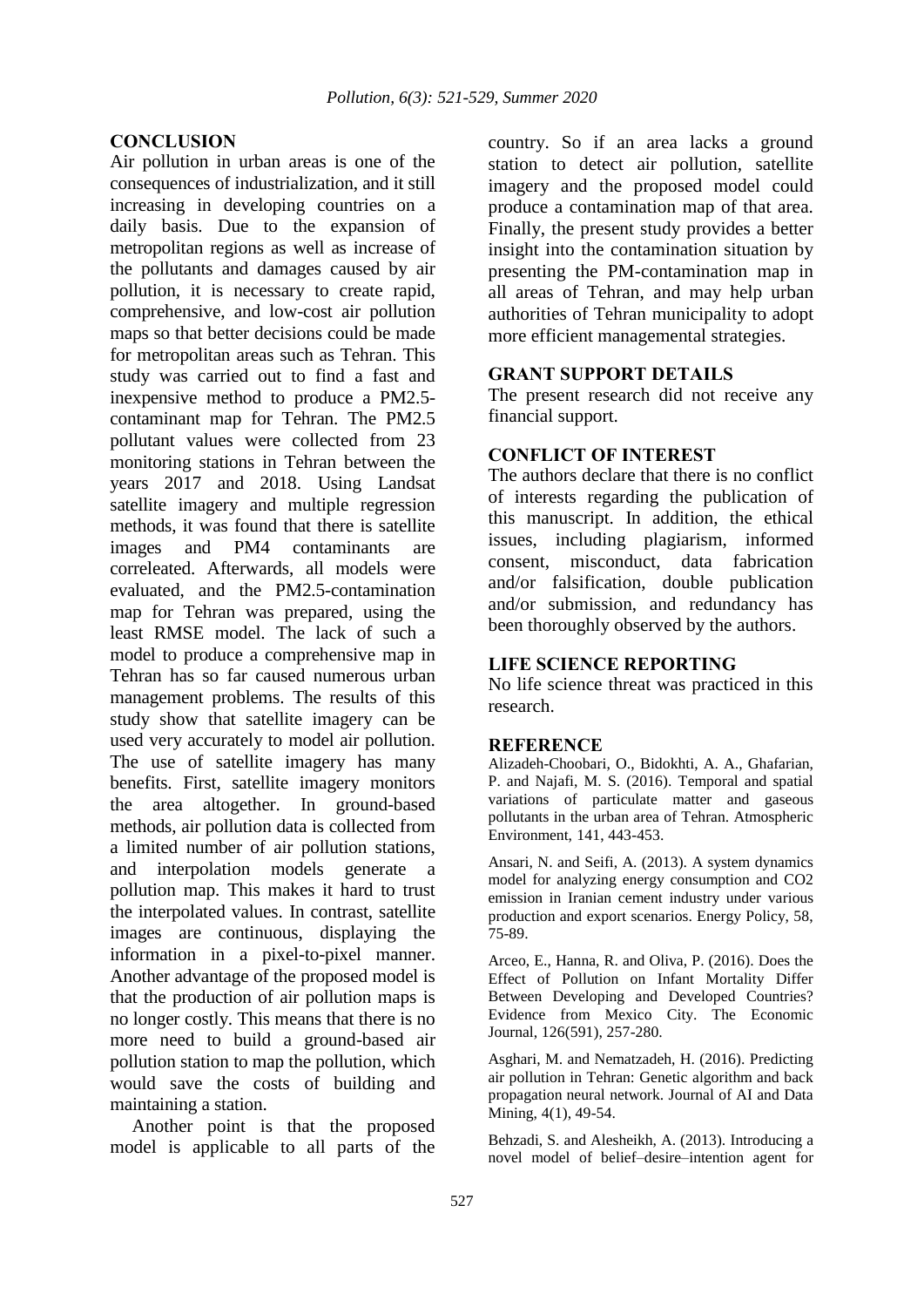## CONCLUSION

Air pollution in urban areas is one of the consequences of industrialization, and it still increasing in developing countries on a daily basis. Due to the expansion of metropolitan regions as well as increase of the pollutants and damages caused by air pollution, it is necessary to create rapid, comprehensive, and low-cost air pollution maps so that better decisions could be made for metropolitan areas such as Tehran. This study was carried out to find a fast and inexpensive method to produce a PM2.5-contaminant map for Tehran. The PM2.5 pollutant values were collected from 23 monitoring stations in Tehran between the years 2017 and 2018. Using Landsat satellite imagery and multiple regression methods, it was found that there is satellite images and PM4 contaminants are correleated. Afterwards, all models were evaluated, and the PM2.5-contamination map for Tehran was prepared, using the least RMSE model. The lack of such a model to produce a comprehensive map in Tehran has so far caused numerous urban management problems. The results of this study show that satellite imagery can be used very accurately to model air pollution. The use of satellite imagery has many benefits. First, satellite imagery monitors the area altogether. In ground-based methods, air pollution data is collected from a limited number of air pollution stations, and interpolation models generate a pollution map. This makes it hard to trust the interpolated values. In contrast, satellite images are continuous, displaying the information in a pixel-to-pixel manner. Another advantage of the proposed model is that the production of air pollution maps is no longer costly. This means that there is no more need to build a ground-based air pollution station to map the pollution, which would save the costs of building and maintaining a station.

Another point is that the proposed model is applicable to all parts of the country. So if an area lacks a ground station to detect air pollution, satellite imagery and the proposed model could produce a contamination map of that area. Finally, the present study provides a better insight into the contamination situation by presenting the PM-contamination map in all areas of Tehran, and may help urban authorities of Tehran municipality to adopt more efficient managemental strategies.

## GRANT SUPPORT DETAILS

The present research did not receive any financial support.

## CONFLICT OF INTEREST

The authors declare that there is no conflict of interests regarding the publication of this manuscript. In addition, the ethical issues, including plagiarism, informed consent, misconduct, data fabrication and/or falsification, double publication and/or submission, and redundancy has been thoroughly observed by the authors.

## LIFE SCIENCE REPORTING

No life science threat was practiced in this research.

## REFERENCE

Alizadeh-Choobari, O., Bidokhti, A. A., Ghafarian, P. and Najafi, M. S. (2016). Temporal and spatial variations of particulate matter and gaseous pollutants in the urban area of Tehran. Atmospheric Environment, 141, 443-453.

Ansari, N. and Seifi, A. (2013). A system dynamics model for analyzing energy consumption and CO2 emission in Iranian cement industry under various production and export scenarios. Energy Policy, 58, 75-89.

Arceo, E., Hanna, R. and Oliva, P. (2016). Does the Effect of Pollution on Infant Mortality Differ Between Developing and Developed Countries? Evidence from Mexico City. The Economic Journal, 126(591), 257-280.

Asghari, M. and Nematzadeh, H. (2016). Predicting air pollution in Tehran: Genetic algorithm and back propagation neural network. Journal of AI and Data Mining, 4(1), 49-54.

Behzadi, S. and Alesheikh, A. (2013). Introducing a novel model of belief–desire–intention agent for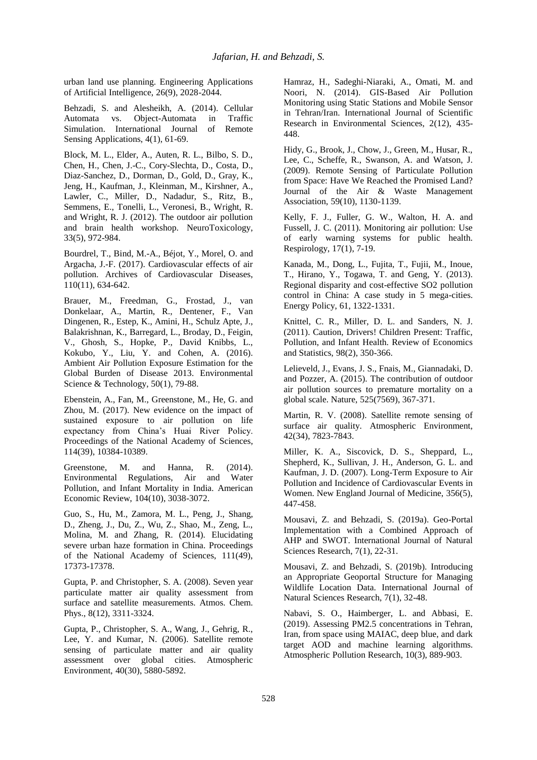urban land use planning. Engineering Applications of Artificial Intelligence, 26(9), 2028-2044.

Behzadi, S. and Alesheikh, A. (2014). Cellular Automata vs. Object-Automata in Traffic Simulation. International Journal of Remote Sensing Applications, 4(1), 61-69.

Block, M. L., Elder, A., Auten, R. L., Bilbo, S. D., Chen, H., Chen, J.-C., Cory-Slechta, D., Costa, D., Diaz-Sanchez, D., Dorman, D., Gold, D., Gray, K., Jeng, H., Kaufman, J., Kleinman, M., Kirshner, A., Lawler, C., Miller, D., Nadadur, S., Ritz, B., Semmens, E., Tonelli, L., Veronesi, B., Wright, R. and Wright, R. J. (2012). The outdoor air pollution and brain health workshop. NeuroToxicology, 33(5), 972-984.

Bourdrel, T., Bind, M.-A., Béjot, Y., Morel, O. and Argacha, J.-F. (2017). Cardiovascular effects of air pollution. Archives of Cardiovascular Diseases, 110(11), 634-642.

Brauer, M., Freedman, G., Frostad, J., van Donkelaar, A., Martin, R., Dentener, F., Van Dingenen, R., Estep, K., Amini, H., Schulz Apte, J., Balakrishnan, K., Barregard, L., Broday, D., Feigin, V., Ghosh, S., Hopke, P., David Knibbs, L., Kokubo, Y., Liu, Y. and Cohen, A. (2016). Ambient Air Pollution Exposure Estimation for the Global Burden of Disease 2013. Environmental Science & Technology, 50(1), 79-88.

Ebenstein, A., Fan, M., Greenstone, M., He, G. and Zhou, M. (2017). New evidence on the impact of sustained exposure to air pollution on life expectancy from China's Huai River Policy. Proceedings of the National Academy of Sciences, 114(39), 10384-10389.

Greenstone, M. and Hanna, R. (2014). Environmental Regulations, Air and Water Pollution, and Infant Mortality in India. American Economic Review, 104(10), 3038-3072.

Guo, S., Hu, M., Zamora, M. L., Peng, J., Shang, D., Zheng, J., Du, Z., Wu, Z., Shao, M., Zeng, L., Molina, M. and Zhang, R. (2014). Elucidating severe urban haze formation in China. Proceedings of the National Academy of Sciences, 111(49), 17373-17378.

Gupta, P. and Christopher, S. A. (2008). Seven year particulate matter air quality assessment from surface and satellite measurements. Atmos. Chem. Phys., 8(12), 3311-3324.

Gupta, P., Christopher, S. A., Wang, J., Gehrig, R., Lee, Y. and Kumar, N. (2006). Satellite remote sensing of particulate matter and air quality assessment over global cities. Atmospheric Environment, 40(30), 5880-5892.

Hamraz, H., Sadeghi-Niaraki, A., Omati, M. and Noori, N. (2014). GIS-Based Air Pollution Monitoring using Static Stations and Mobile Sensor in Tehran/Iran. International Journal of Scientific Research in Environmental Sciences, 2(12), 435-448.

Hidy, G., Brook, J., Chow, J., Green, M., Husar, R., Lee, C., Scheffe, R., Swanson, A. and Watson, J. (2009). Remote Sensing of Particulate Pollution from Space: Have We Reached the Promised Land? Journal of the Air & Waste Management Association, 59(10), 1130-1139.

Kelly, F. J., Fuller, G. W., Walton, H. A. and Fussell, J. C. (2011). Monitoring air pollution: Use of early warning systems for public health. Respirology, 17(1), 7-19.

Kanada, M., Dong, L., Fujita, T., Fujii, M., Inoue, T., Hirano, Y., Togawa, T. and Geng, Y. (2013). Regional disparity and cost-effective SO2 pollution control in China: A case study in 5 mega-cities. Energy Policy, 61, 1322-1331.

Knittel, C. R., Miller, D. L. and Sanders, N. J. (2011). Caution, Drivers! Children Present: Traffic, Pollution, and Infant Health. Review of Economics and Statistics, 98(2), 350-366.

Lelieveld, J., Evans, J. S., Fnais, M., Giannadaki, D. and Pozzer, A. (2015). The contribution of outdoor air pollution sources to premature mortality on a global scale. Nature, 525(7569), 367-371.

Martin, R. V. (2008). Satellite remote sensing of surface air quality. Atmospheric Environment, 42(34), 7823-7843.

Miller, K. A., Siscovick, D. S., Sheppard, L., Shepherd, K., Sullivan, J. H., Anderson, G. L. and Kaufman, J. D. (2007). Long-Term Exposure to Air Pollution and Incidence of Cardiovascular Events in Women. New England Journal of Medicine, 356(5), 447-458.

Mousavi, Z. and Behzadi, S. (2019a). Geo-Portal Implementation with a Combined Approach of AHP and SWOT. International Journal of Natural Sciences Research, 7(1), 22-31.

Mousavi, Z. and Behzadi, S. (2019b). Introducing an Appropriate Geoportal Structure for Managing Wildlife Location Data. International Journal of Natural Sciences Research, 7(1), 32-48.

Nabavi, S. O., Haimberger, L. and Abbasi, E. (2019). Assessing PM2.5 concentrations in Tehran, Iran, from space using MAIAC, deep blue, and dark target AOD and machine learning algorithms. Atmospheric Pollution Research, 10(3), 889-903.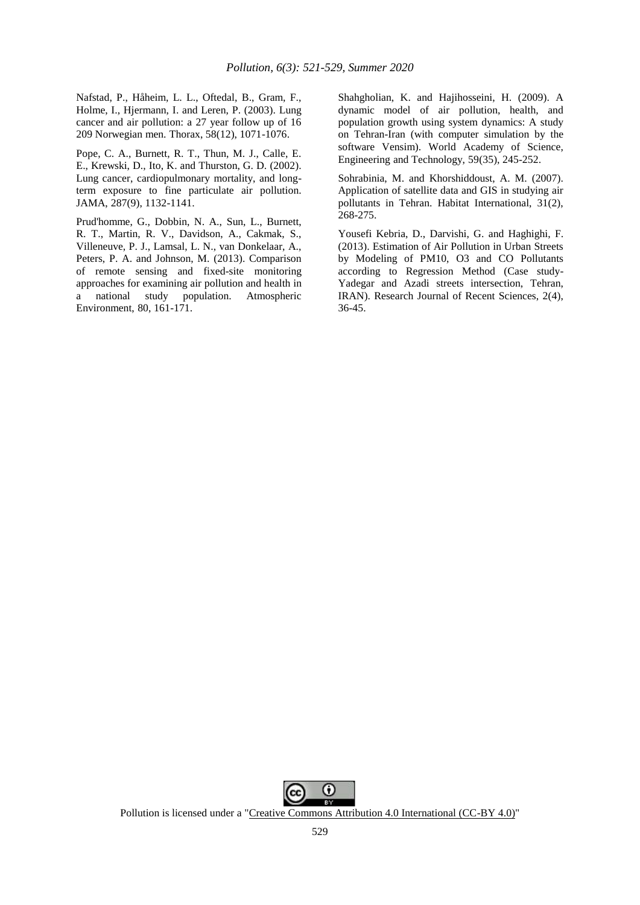Nafstad, P., Håheim, L. L., Oftedal, B., Gram, F., Holme, I., Hjermann, I. and Leren, P. (2003). Lung cancer and air pollution: a 27 year follow up of 16 209 Norwegian men. Thorax, 58(12), 1071-1076.

Pope, C. A., Burnett, R. T., Thun, M. J., Calle, E. E., Krewski, D., Ito, K. and Thurston, G. D. (2002). Lung cancer, cardiopulmonary mortality, and long-term exposure to fine particulate air pollution. JAMA, 287(9), 1132-1141.

Prud'homme, G., Dobbin, N. A., Sun, L., Burnett, R. T., Martin, R. V., Davidson, A., Cakmak, S., Villeneuve, P. J., Lamsal, L. N., van Donkelaar, A., Peters, P. A. and Johnson, M. (2013). Comparison of remote sensing and fixed-site monitoring approaches for examining air pollution and health in a national study population. Atmospheric Environment, 80, 161-171.

Shahgholian, K. and Hajihosseini, H. (2009). A dynamic model of air pollution, health, and population growth using system dynamics: A study on Tehran-Iran (with computer simulation by the software Vensim). World Academy of Science, Engineering and Technology, 59(35), 245-252.

Sohrabinia, M. and Khorshiddoust, A. M. (2007). Application of satellite data and GIS in studying air pollutants in Tehran. Habitat International, 31(2), 268-275.

Yousefi Kebria, D., Darvishi, G. and Haghighi, F. (2013). Estimation of Air Pollution in Urban Streets by Modeling of PM10, O3 and CO Pollutants according to Regression Method (Case study-Yadegar and Azadi streets intersection, Tehran, IRAN). Research Journal of Recent Sciences, 2(4), 36-45.

Pollution is licensed under a "Creative Commons Attribution 4.0 International (CC-BY 4.0)"